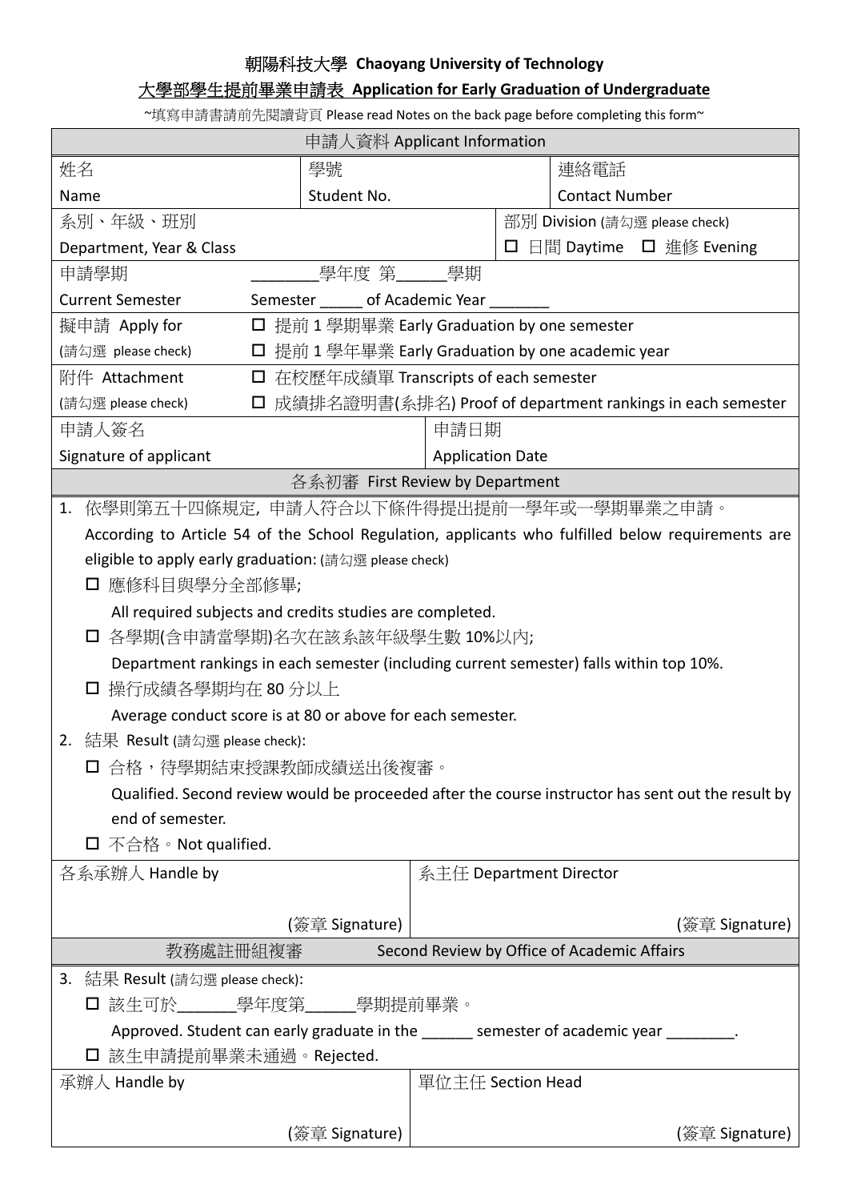# 朝陽科技大學 Chaoyang University of Technology

## 大學部學生提前畢業申請表 Application for Early Graduation of Undergraduate

~填寫申請書請前先閱讀背頁 Please read Notes on the back page before completing this form~

| 申請人資料 Applicant Information | | | |
|---|---|---|---|
| 姓名<br>Name | 學號<br>Student No. | | 連絡電話<br>Contact Number |
| 系別、年級、班別<br>Department, Year & Class | | 部別 Division (請勾選 please check)<br>□ 日間 Daytime □ 進修 Evening | |
| 申請學期<br>Current Semester | ________學年度 第______學期<br>Semester _____ of Academic Year _______ | | |
| 擬申請 Apply for<br>(請勾選 please check) | □ 提前 1 學期畢業 Early Graduation by one semester<br>□ 提前 1 學年畢業 Early Graduation by one academic year | | |
| 附件 Attachment<br>(請勾選 please check) | □ 在校歷年成績單 Transcripts of each semester<br>□ 成績排名證明書(系排名) Proof of department rankings in each semester | | |
| 申請人簽名<br>Signature of applicant | | 申請日期<br>Application Date | |

| 各系初審 First Review by Department | |
|---|---|
| 1. 依學則第五十四條規定，申請人符合以下條件得提出提前一學年或一學期畢業之申請。<br>According to Article 54 of the School Regulation, applicants who fulfilled below requirements are eligible to apply early graduation: (請勾選 please check)<br>□ 應修科目與學分全部修畢;<br>All required subjects and credits studies are completed.<br>□ 各學期(含申請當學期)名次在該系該年級學生數 10%以內;<br>Department rankings in each semester (including current semester) falls within top 10%.<br>□ 操行成績各學期均在 80 分以上<br>Average conduct score is at 80 or above for each semester.<br>2. 結果 Result (請勾選 please check):<br>□ 合格，待學期結束授課教師成績送出後複審。<br>Qualified. Second review would be proceeded after the course instructor has sent out the result by end of semester.<br>□ 不合格。Not qualified. | |
| 各系承辦人 Handle by<br><br>(簽章 Signature) | 系主任 Department Director<br><br>(簽章 Signature) |

| 教務處註冊組複審 Second Review by Office of Academic Affairs | |
|---|---|
| 3. 結果 Result (請勾選 please check):<br>□ 該生可於_______學年度第______學期提前畢業。<br>Approved. Student can early graduate in the ______ semester of academic year ________.<br>□ 該生申請提前畢業未通過。Rejected. | |
| 承辦人 Handle by<br><br>(簽章 Signature) | 單位主任 Section Head<br><br>(簽章 Signature) |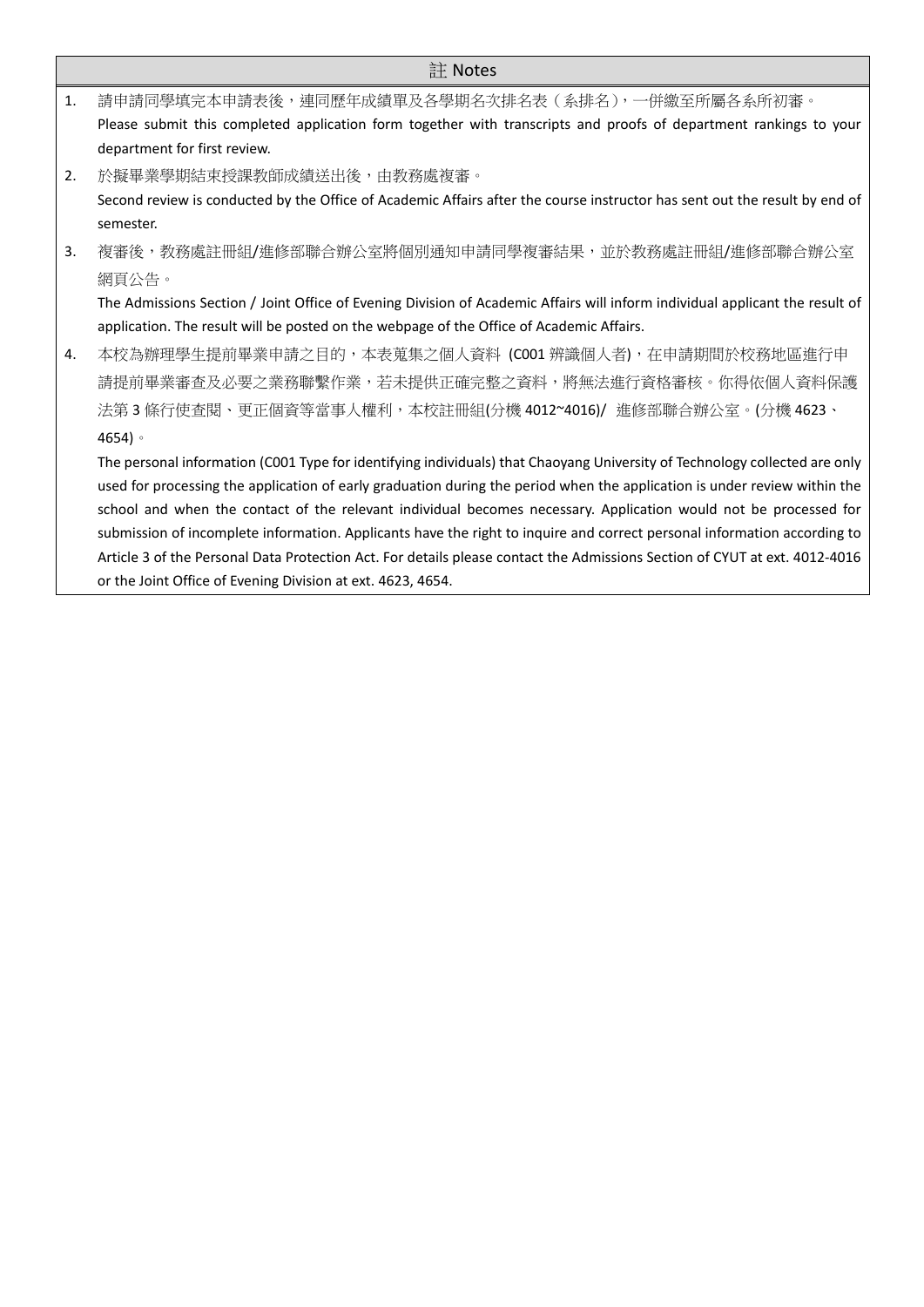## 註 Notes

1. 請申請同學填完本申請表後，連同歷年成績單及各學期名次排名表（系排名），一併繳至所屬各系所初審。
   Please submit this completed application form together with transcripts and proofs of department rankings to your department for first review.
2. 於擬畢業學期結束授課教師成績送出後，由教務處複審。
   Second review is conducted by the Office of Academic Affairs after the course instructor has sent out the result by end of semester.
3. 複審後，教務處註冊組/進修部聯合辦公室將個別通知申請同學複審結果，並於教務處註冊組/進修部聯合辦公室網頁公告。
   The Admissions Section / Joint Office of Evening Division of Academic Affairs will inform individual applicant the result of application. The result will be posted on the webpage of the Office of Academic Affairs.
4. 本校為辦理學生提前畢業申請之目的，本表蒐集之個人資料 (C001 辨識個人者)，在申請期間於校務地區進行申請提前畢業審查及必要之業務聯繫作業，若未提供正確完整之資料，將無法進行資格審核。你得依個人資料保護法第 3 條行使查閱、更正個資等當事人權利，本校註冊組(分機 4012~4016)/ 進修部聯合辦公室。(分機 4623、4654)。
   The personal information (C001 Type for identifying individuals) that Chaoyang University of Technology collected are only used for processing the application of early graduation during the period when the application is under review within the school and when the contact of the relevant individual becomes necessary. Application would not be processed for submission of incomplete information. Applicants have the right to inquire and correct personal information according to Article 3 of the Personal Data Protection Act. For details please contact the Admissions Section of CYUT at ext. 4012-4016 or the Joint Office of Evening Division at ext. 4623, 4654.